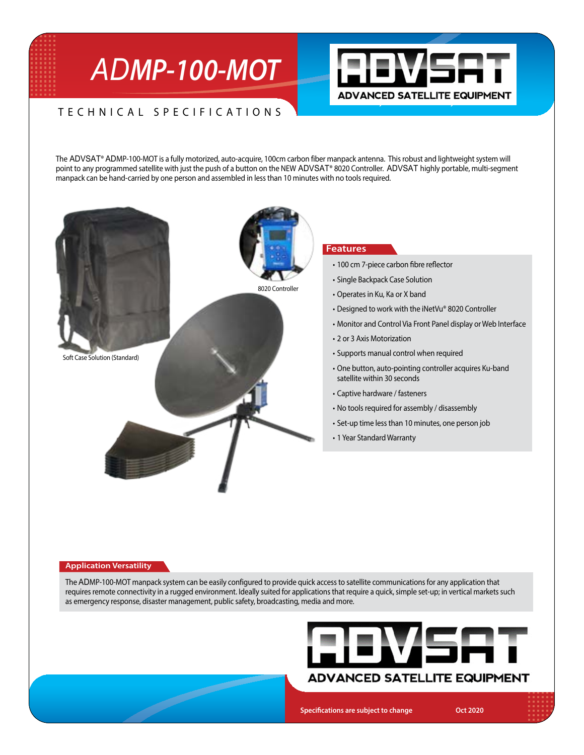# ADMP-100-MOT

ADVSAT
ADVANCED SATELLITE EQUIPMENT

TECHNICAL SPECIFICATIONS

The ADVSAT® ADMP-100-MOT is a fully motorized, auto-acquire, 100cm carbon fiber manpack antenna. This robust and lightweight system will point to any programmed satellite with just the push of a button on the NEW ADVSAT® 8020 Controller. ADVSAT highly portable, multi-segment manpack can be hand-carried by one person and assembled in less than 10 minutes with no tools required.

8020 Controller

Soft Case Solution (Standard)

## Features

- 100 cm 7-piece carbon fibre reflector
- Single Backpack Case Solution
- Operates in Ku, Ka or X band
- Designed to work with the iNetVu® 8020 Controller
- Monitor and Control Via Front Panel display or Web Interface
- 2 or 3 Axis Motorization
- Supports manual control when required
- One button, auto-pointing controller acquires Ku-band satellite within 30 seconds
- Captive hardware / fasteners
- No tools required for assembly / disassembly
- Set-up time less than 10 minutes, one person job
- 1 Year Standard Warranty

## Application Versatility

The ADMP-100-MOT manpack system can be easily configured to provide quick access to satellite communications for any application that requires remote connectivity in a rugged environment. Ideally suited for applications that require a quick, simple set-up; in vertical markets such as emergency response, disaster management, public safety, broadcasting, media and more.

ADVSAT
ADVANCED SATELLITE EQUIPMENT

Specifications are subject to change    Oct 2020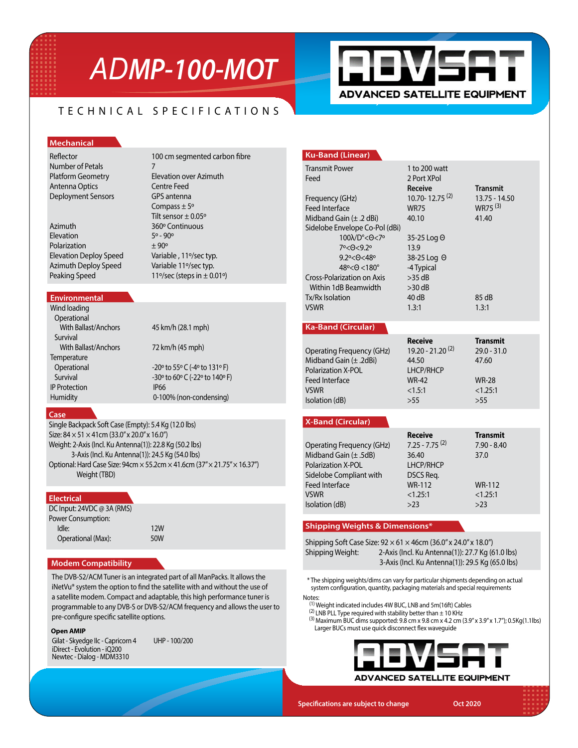# ADMP-100-MOT

**ADVSAT** ADVANCED SATELLITE EQUIPMENT

## TECHNICAL SPECIFICATIONS

### Mechanical

| | |
|---|---|
| Reflector | 100 cm segmented carbon fibre |
| Number of Petals | 7 |
| Platform Geometry | Elevation over Azimuth |
| Antenna Optics | Centre Feed |
| Deployment Sensors | GPS antenna |
| | Compass ± 5º |
| | Tilt sensor ± 0.05º |
| Azimuth | 360º Continuous |
| Elevation | 5º - 90º |
| Polarization | ± 90º |
| Elevation Deploy Speed | Variable , 11º/sec typ. |
| Azimuth Deploy Speed | Variable 11º/sec typ. |
| Peaking Speed | 11º/sec (steps in ± 0.01º) |

### Environmental

| | |
|---|---|
| Wind loading | |
| Operational | |
| With Ballast/Anchors | 45 km/h (28.1 mph) |
| Survival | |
| With Ballast/Anchors | 72 km/h (45 mph) |
| Temperature | |
| Operational | -20º to 55º C (-4º to 131º F) |
| Survival | -30º to 60º C (-22º to 140º F) |
| IP Protection | IP66 |
| Humidity | 0-100% (non-condensing) |

### Case

Single Backpack Soft Case (Empty): 5.4 Kg (12.0 lbs)
Size: 84 x 51 x 41cm (33.0" x 20.0" x 16.0")
Weight: 2-Axis (Incl. Ku Antenna(1)): 22.8 Kg (50.2 lbs)
3-Axis (Incl. Ku Antenna(1)): 24.5 Kg (54.0 lbs)
Optional: Hard Case Size: 94cm x 55.2cm x 41.6cm (37" x 21.75" x 16.37")
Weight (TBD)

### Electrical

DC Input: 24VDC @ 3A (RMS)
Power Consumption:

| | |
|---|---|
| Idle: | 12W |
| Operational (Max): | 50W |

### Modem Compatibility

The DVB-S2/ACM Tuner is an integrated part of all ManPacks. It allows the iNetVu® system the option to find the satellite with and without the use of a satellite modem. Compact and adaptable, this high performance tuner is programmable to any DVB-S or DVB-S2/ACM frequency and allows the user to pre-configure specific satellite options.

**Open AMIP**

| | |
|---|---|
| Gilat - Skyedge IIc - Capricorn 4 | UHP - 100/200 |
| iDirect - Evolution - iQ200 | |
| Newtec - Dialog - MDM3310 | |

### Ku-Band (Linear)

| | Receive | Transmit |
|---|---|---|
| Transmit Power | 1 to 200 watt | |
| Feed | 2 Port XPol | |
| Frequency (GHz) | 10.70- 12.75 [2] | 13.75 - 14.50 |
| Feed Interface | WR75 | WR75 [3] |
| Midband Gain (± .2 dBi) | 40.10 | 41.40 |
| Sidelobe Envelope Co-Pol (dBi) | | |
| 100λ/D°<Θ<7º | 35-25 Log Θ | |
| 7º<Θ<9.2º | 13.9 | |
| 9.2º<Θ<48º | 38-25 Log Θ | |
| 48º<Θ <180° | -4 Typical | |
| Cross-Polarization on Axis | >35 dB | |
| Within 1dB Beamwidth | >30 dB | |
| Tx/Rx Isolation | 40 dB | 85 dB |
| VSWR | 1.3:1 | 1.3:1 |

### Ka-Band (Circular)

| | Receive | Transmit |
|---|---|---|
| Operating Frequency (GHz) | 19.20 - 21.20 [2] | 29.0 - 31.0 |
| Midband Gain (± .2dBi) | 44.50 | 47.60 |
| Polarization X-POL | LHCP/RHCP | |
| Feed Interface | WR-42 | WR-28 |
| VSWR | <1.5:1 | <1.25:1 |
| Isolation (dB) | >55 | >55 |

### X-Band (Circular)

| | Receive | Transmit |
|---|---|---|
| Operating Frequency (GHz) | 7.25 - 7.75 [2] | 7.90 - 8.40 |
| Midband Gain (± .5dB) | 36.40 | 37.0 |
| Polarization X-POL | LHCP/RHCP | |
| Sidelobe Compliant with | DSCS Req. | |
| Feed Interface | WR-112 | WR-112 |
| VSWR | <1.25:1 | <1.25:1 |
| Isolation (dB) | >23 | >23 |

### Shipping Weights & Dimensions*

Shipping Soft Case Size: 92 x 61 x 46cm (36.0" x 24.0" x 18.0")
Shipping Weight: 2-Axis (Incl. Ku Antenna(1)): 27.7 Kg (61.0 lbs)
3-Axis (Incl. Ku Antenna(1)): 29.5 Kg (65.0 lbs)

* The shipping weights/dims can vary for particular shipments depending on actual system configuration, quantity, packaging materials and special requirements

Notes:
(1) Weight indicated includes 4W BUC, LNB and 5m(16ft) Cables
(2) LNB PLL Type required with stability better than ± 10 KHz
(3) Maximum BUC dims supported: 9.8 cm x 9.8 cm x 4.2 cm (3.9" x 3.9" x 1.7"); 0.5Kg(1.1lbs) Larger BUCs must use quick disconnect flex waveguide

**ADVSAT** ADVANCED SATELLITE EQUIPMENT

Specifications are subject to change    Oct 2020